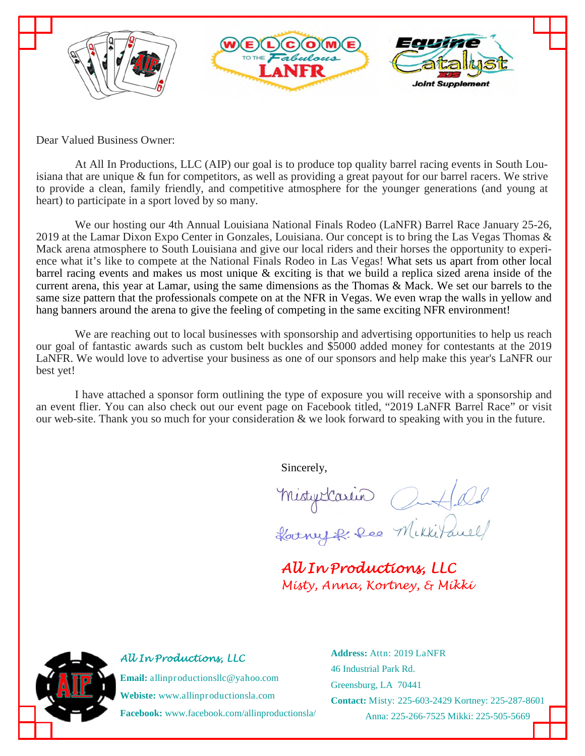Dear Valued Business Owner:

At All In Productions, LLC (AIP) our goal is to produce top quality barrel racing events in South Louisiana that are unique & fun for competitors, as well as providing a great payout for our barrel racers. We strive to provide a clean, family friendly, and competitive atmosphere for the younger generations (and young at heart) to participate in a sport loved by so many.

We our hosting our 4th Annual Louisiana National Finals Rodeo (LaNFR) Barrel Race January 25-26, 2019 at the Lamar Dixon Expo Center in Gonzales, Louisiana. Our concept is to bring the Las Vegas Thomas & Mack arena atmosphere to South Louisiana and give our local riders and their horses the opportunity to experience what it's like to compete at the National Finals Rodeo in Las Vegas! What sets us apart from other local barrel racing events and makes us most unique & exciting is that we build a replica sized arena inside of the current arena, this year at Lamar, using the same dimensions as the Thomas & Mack. We set our barrels to the same size pattern that the professionals compete on at the NFR in Vegas. We even wrap the walls in yellow and hang banners around the arena to give the feeling of competing in the same exciting NFR environment!

We are reaching out to local businesses with sponsorship and advertising opportunities to help us reach our goal of fantastic awards such as custom belt buckles and $5000 added money for contestants at the 2019 LaNFR. We would love to advertise your business as one of our sponsors and help make this year's LaNFR our best yet!

I have attached a sponsor form outlining the type of exposure you will receive with a sponsorship and an event flier. You can also check out our event page on Facebook titled, "2019 LaNFR Barrel Race" or visit our web-site. Thank you so much for your consideration & we look forward to speaking with you in the future.

Sincerely,

*All In Productions, LLC*
*Misty, Anna, Kortney, & Mikki*

*All In Productions, LLC*

**Email:** allinproductionsllc@yahoo.com
**Webiste:** www.allinproductionsla.com
**Facebook:** www.facebook.com/allinproductionsla/

**Address:** Attn: 2019 LaNFR
46 Industrial Park Rd.
Greensburg, LA 70441
**Contact:** Misty: 225-603-2429 Kortney: 225-287-8601
Anna: 225-266-7525 Mikki: 225-505-5669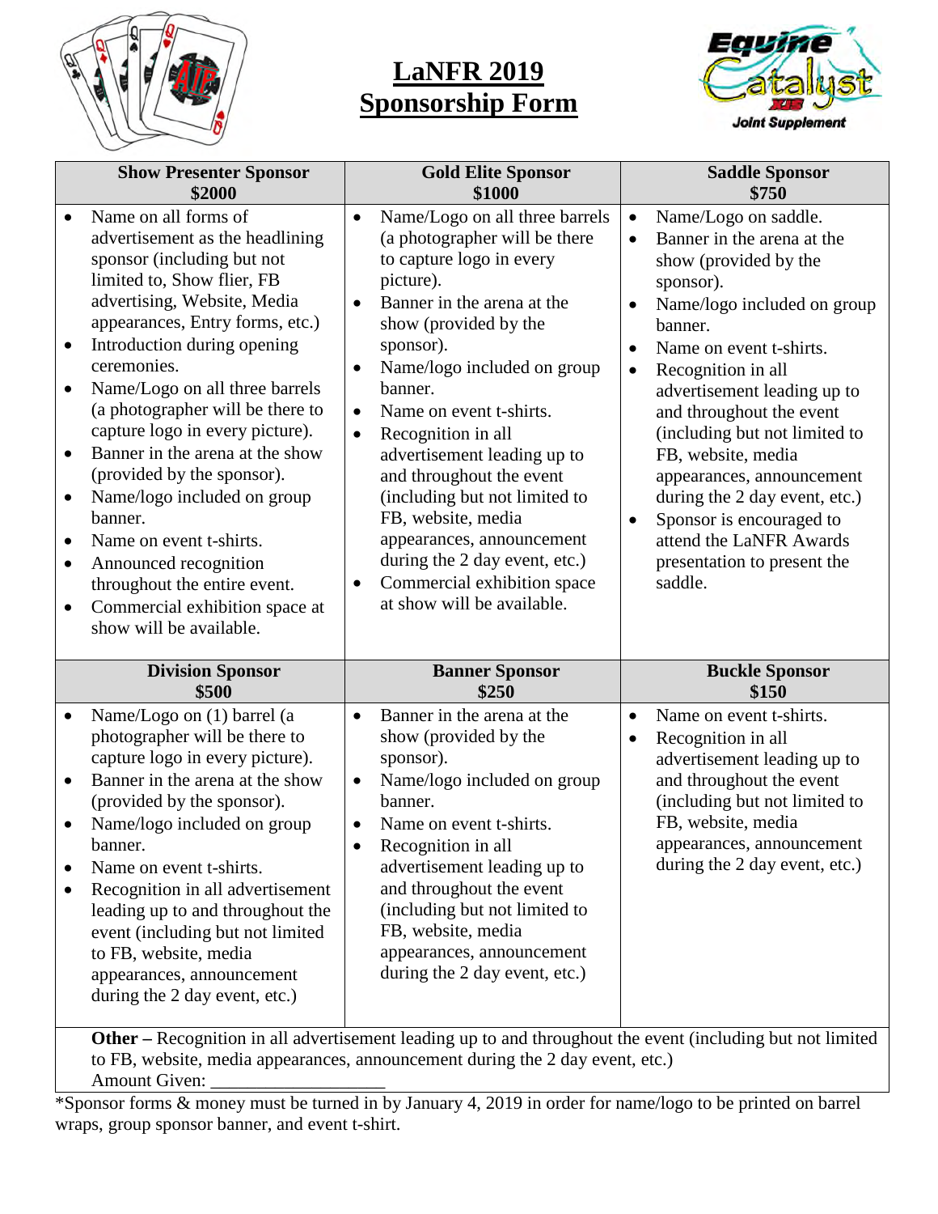# LaNFR 2019 Sponsorship Form

| Show Presenter Sponsor $2000 | Gold Elite Sponsor $1000 | Saddle Sponsor $750 |
|---|---|---|
| • Name on all forms of advertisement as the headlining sponsor (including but not limited to, Show flier, FB advertising, Website, Media appearances, Entry forms, etc.)<br>• Introduction during opening ceremonies.<br>• Name/Logo on all three barrels (a photographer will be there to capture logo in every picture).<br>• Banner in the arena at the show (provided by the sponsor).<br>• Name/logo included on group banner.<br>• Name on event t-shirts.<br>• Announced recognition throughout the entire event.<br>• Commercial exhibition space at show will be available. | • Name/Logo on all three barrels (a photographer will be there to capture logo in every picture).<br>• Banner in the arena at the show (provided by the sponsor).<br>• Name/logo included on group banner.<br>• Name on event t-shirts.<br>• Recognition in all advertisement leading up to and throughout the event (including but not limited to FB, website, media appearances, announcement during the 2 day event, etc.)<br>• Commercial exhibition space at show will be available. | • Name/Logo on saddle.<br>• Banner in the arena at the show (provided by the sponsor).<br>• Name/logo included on group banner.<br>• Name on event t-shirts.<br>• Recognition in all advertisement leading up to and throughout the event (including but not limited to FB, website, media appearances, announcement during the 2 day event, etc.)<br>• Sponsor is encouraged to attend the LaNFR Awards presentation to present the saddle. |
| **Division Sponsor $500** | **Banner Sponsor $250** | **Buckle Sponsor $150** |
| • Name/Logo on (1) barrel (a photographer will be there to capture logo in every picture).<br>• Banner in the arena at the show (provided by the sponsor).<br>• Name/logo included on group banner.<br>• Name on event t-shirts.<br>• Recognition in all advertisement leading up to and throughout the event (including but not limited to FB, website, media appearances, announcement during the 2 day event, etc.) | • Banner in the arena at the show (provided by the sponsor).<br>• Name/logo included on group banner.<br>• Name on event t-shirts.<br>• Recognition in all advertisement leading up to and throughout the event (including but not limited to FB, website, media appearances, announcement during the 2 day event, etc.) | • Name on event t-shirts.<br>• Recognition in all advertisement leading up to and throughout the event (including but not limited to FB, website, media appearances, announcement during the 2 day event, etc.) |

**Other –** Recognition in all advertisement leading up to and throughout the event (including but not limited to FB, website, media appearances, announcement during the 2 day event, etc.)

Amount Given: ___________________

*Sponsor forms & money must be turned in by January 4, 2019 in order for name/logo to be printed on barrel wraps, group sponsor banner, and event t-shirt.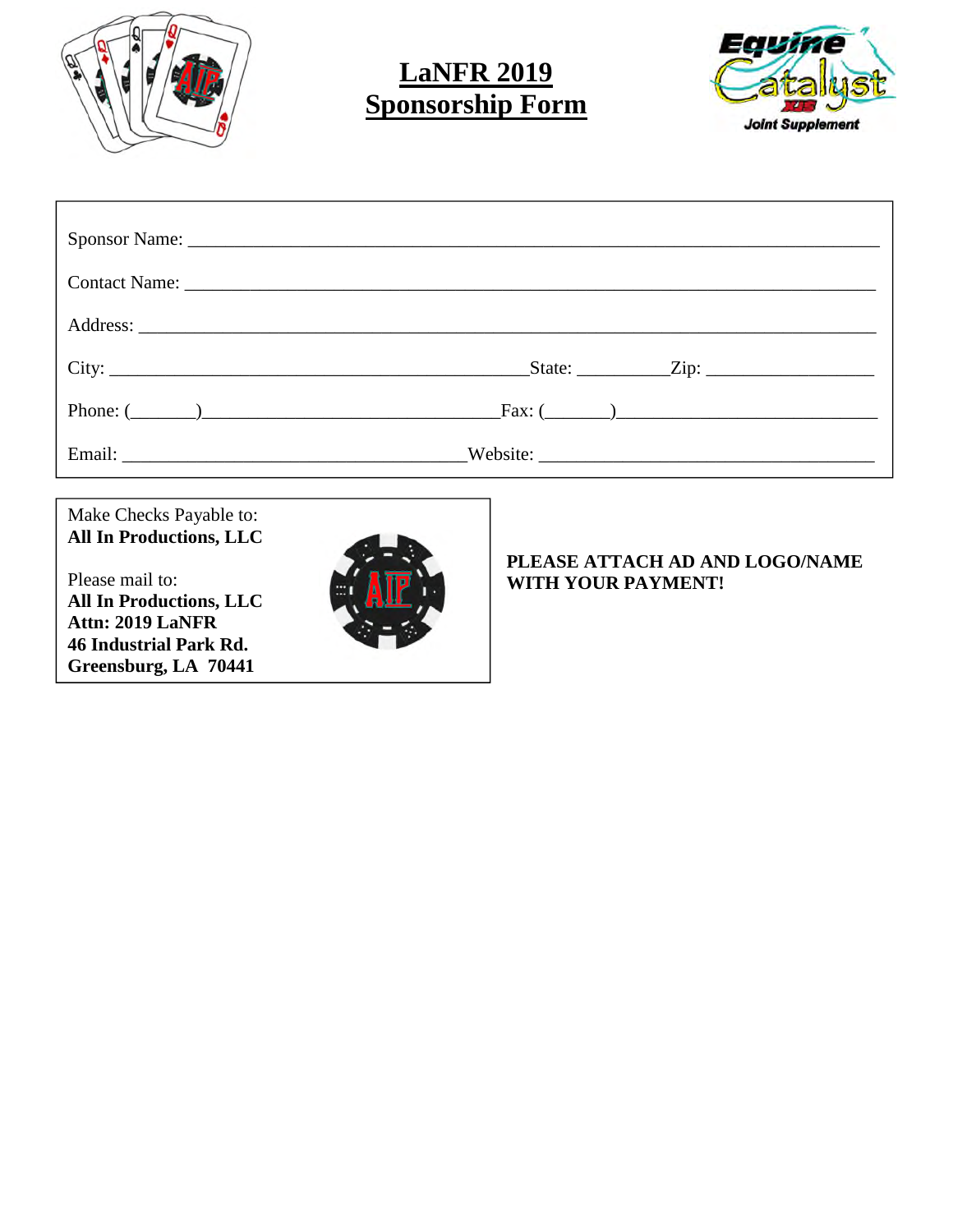# LaNFR 2019 Sponsorship Form

Sponsor Name: \_\_\_\_\_\_\_\_\_\_\_\_\_\_\_\_\_\_\_\_\_\_\_\_\_\_\_\_\_\_\_\_\_\_\_\_\_\_\_\_\_\_\_\_\_\_\_\_\_\_\_\_\_\_\_\_\_\_\_\_\_\_\_\_

Contact Name: \_\_\_\_\_\_\_\_\_\_\_\_\_\_\_\_\_\_\_\_\_\_\_\_\_\_\_\_\_\_\_\_\_\_\_\_\_\_\_\_\_\_\_\_\_\_\_\_\_\_\_\_\_\_\_\_\_\_\_\_\_\_\_\_

Address: \_\_\_\_\_\_\_\_\_\_\_\_\_\_\_\_\_\_\_\_\_\_\_\_\_\_\_\_\_\_\_\_\_\_\_\_\_\_\_\_\_\_\_\_\_\_\_\_\_\_\_\_\_\_\_\_\_\_\_\_\_\_\_\_\_\_\_\_

City: \_\_\_\_\_\_\_\_\_\_\_\_\_\_\_\_\_\_\_\_\_\_\_\_\_\_\_\_\_\_\_\_\_\_\_\_\_\_\_\_ State: \_\_\_\_\_\_\_\_\_\_ Zip: \_\_\_\_\_\_\_\_\_\_\_\_\_\_\_\_\_\_\_\_

Phone: (\_\_\_\_\_\_\_) \_\_\_\_\_\_\_\_\_\_\_\_\_\_\_\_\_\_\_\_\_\_\_\_\_\_\_\_\_\_\_\_ Fax: (\_\_\_\_\_\_\_) \_\_\_\_\_\_\_\_\_\_\_\_\_\_\_\_\_\_\_\_\_\_\_\_\_\_\_\_

Email: \_\_\_\_\_\_\_\_\_\_\_\_\_\_\_\_\_\_\_\_\_\_\_\_\_\_\_\_\_\_\_\_\_\_\_\_\_\_ Website: \_\_\_\_\_\_\_\_\_\_\_\_\_\_\_\_\_\_\_\_\_\_\_\_\_\_\_\_\_\_\_\_\_\_\_\_\_\_

Make Checks Payable to:
**All In Productions, LLC**

Please mail to:
**All In Productions, LLC**
**Attn: 2019 LaNFR**
**46 Industrial Park Rd.**
**Greensburg, LA 70441**

**PLEASE ATTACH AD AND LOGO/NAME WITH YOUR PAYMENT!**